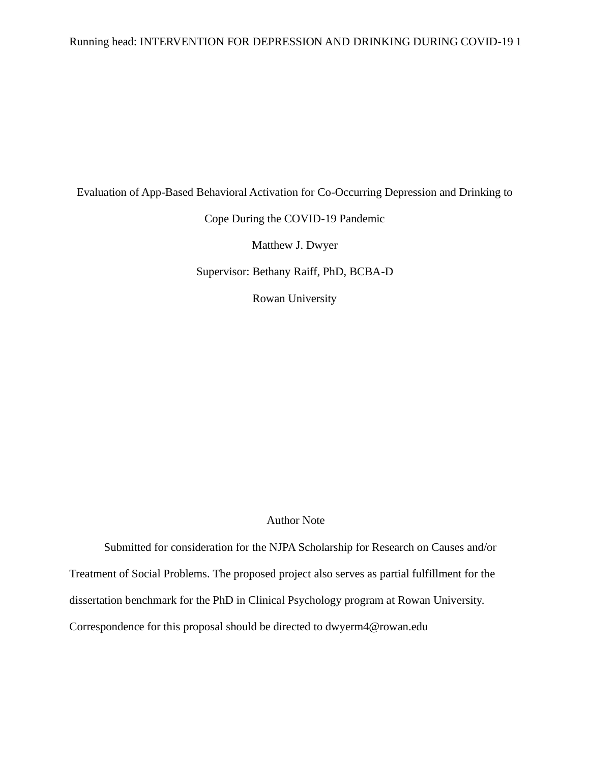# Evaluation of App-Based Behavioral Activation for Co-Occurring Depression and Drinking to Cope During the COVID-19 Pandemic

Matthew J. Dwyer

Supervisor: Bethany Raiff, PhD, BCBA-D

Rowan University

## Author Note

Submitted for consideration for the NJPA Scholarship for Research on Causes and/or Treatment of Social Problems. The proposed project also serves as partial fulfillment for the dissertation benchmark for the PhD in Clinical Psychology program at Rowan University. Correspondence for this proposal should be directed to dwyerm4@rowan.edu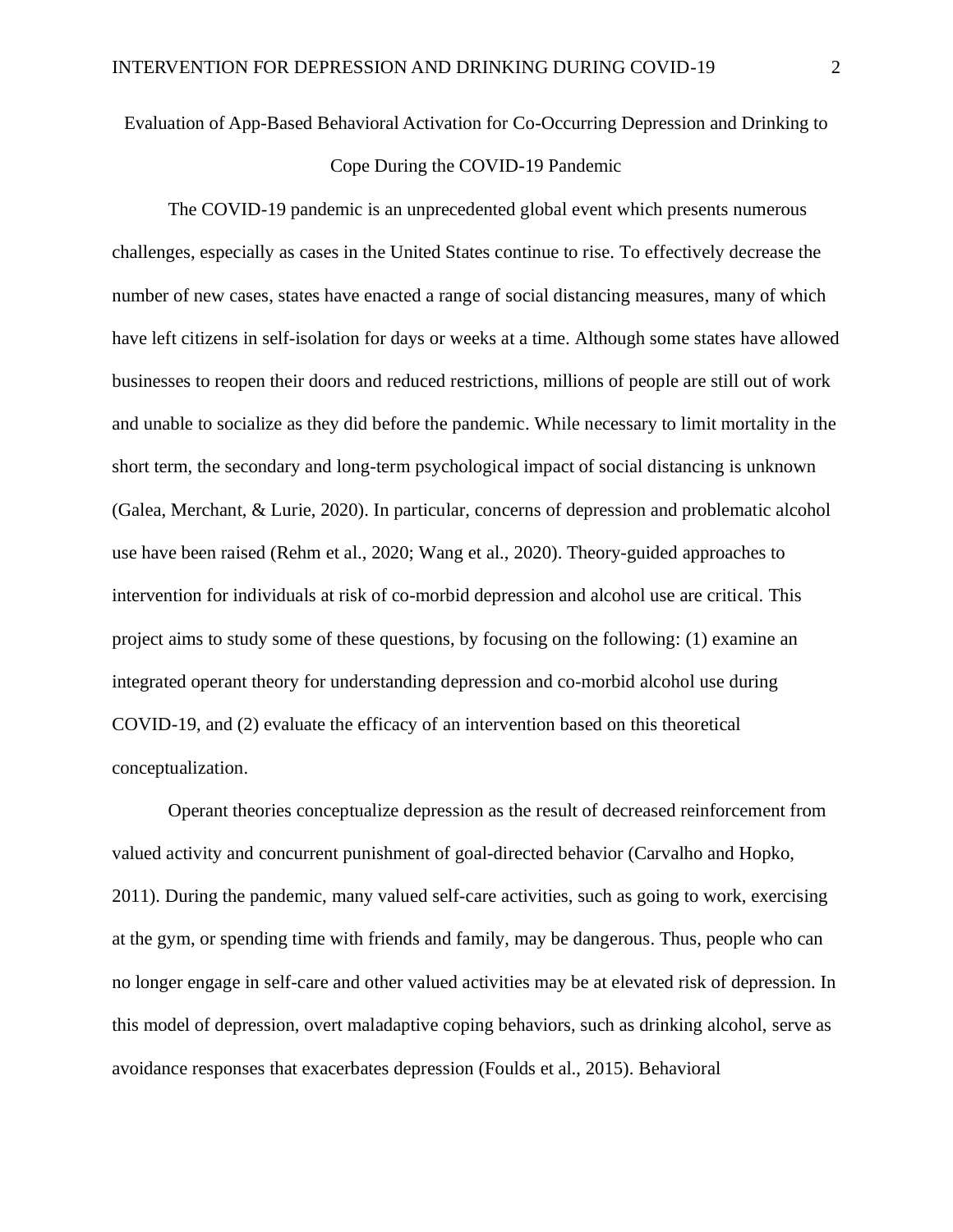Evaluation of App-Based Behavioral Activation for Co-Occurring Depression and Drinking to Cope During the COVID-19 Pandemic

The COVID-19 pandemic is an unprecedented global event which presents numerous challenges, especially as cases in the United States continue to rise. To effectively decrease the number of new cases, states have enacted a range of social distancing measures, many of which have left citizens in self-isolation for days or weeks at a time. Although some states have allowed businesses to reopen their doors and reduced restrictions, millions of people are still out of work and unable to socialize as they did before the pandemic. While necessary to limit mortality in the short term, the secondary and long-term psychological impact of social distancing is unknown (Galea, Merchant, & Lurie, 2020). In particular, concerns of depression and problematic alcohol use have been raised (Rehm et al., 2020; Wang et al., 2020). Theory-guided approaches to intervention for individuals at risk of co-morbid depression and alcohol use are critical. This project aims to study some of these questions, by focusing on the following: (1) examine an integrated operant theory for understanding depression and co-morbid alcohol use during COVID-19, and (2) evaluate the efficacy of an intervention based on this theoretical conceptualization.

Operant theories conceptualize depression as the result of decreased reinforcement from valued activity and concurrent punishment of goal-directed behavior (Carvalho and Hopko, 2011). During the pandemic, many valued self-care activities, such as going to work, exercising at the gym, or spending time with friends and family, may be dangerous. Thus, people who can no longer engage in self-care and other valued activities may be at elevated risk of depression. In this model of depression, overt maladaptive coping behaviors, such as drinking alcohol, serve as avoidance responses that exacerbates depression (Foulds et al., 2015). Behavioral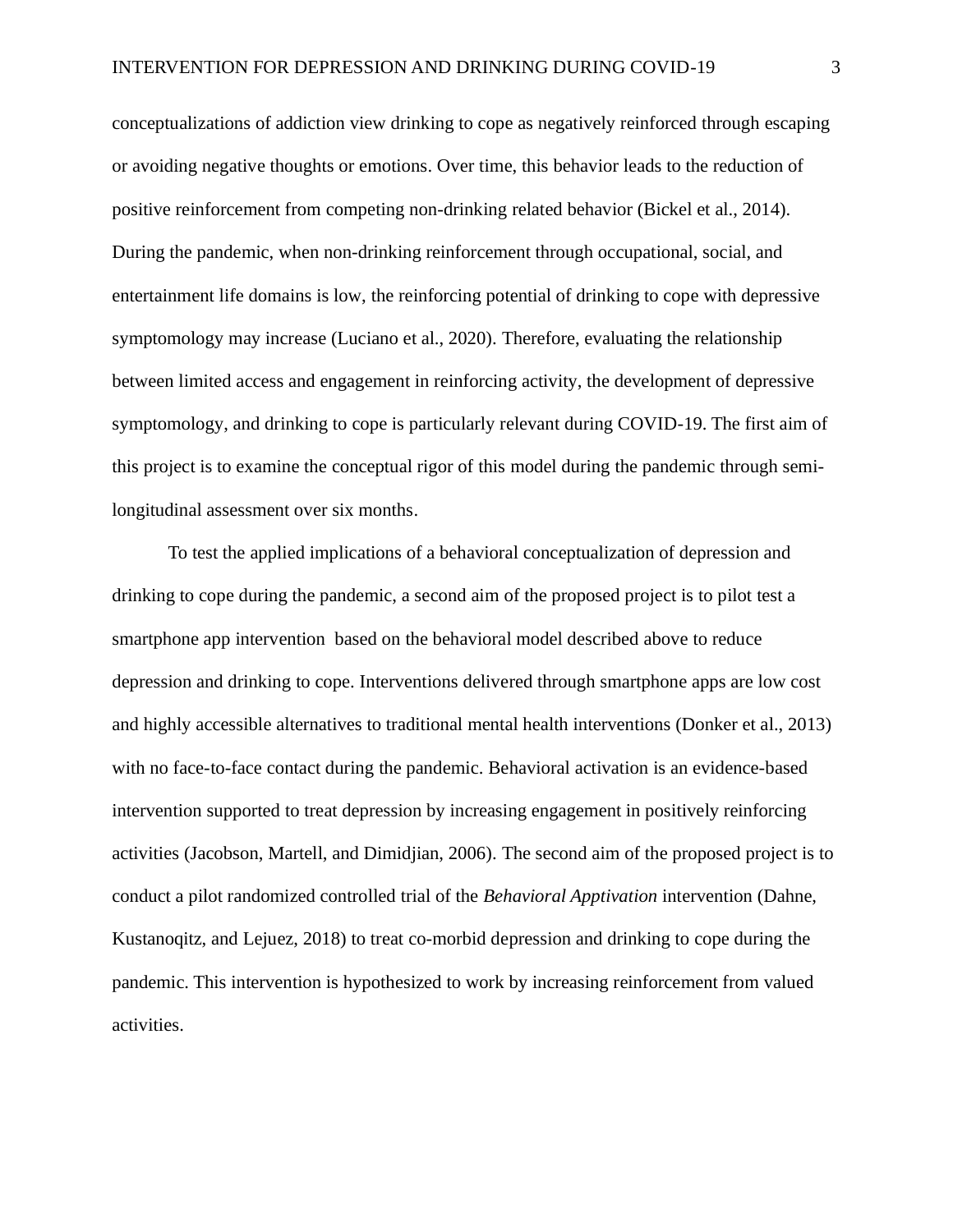conceptualizations of addiction view drinking to cope as negatively reinforced through escaping or avoiding negative thoughts or emotions. Over time, this behavior leads to the reduction of positive reinforcement from competing non-drinking related behavior (Bickel et al., 2014). During the pandemic, when non-drinking reinforcement through occupational, social, and entertainment life domains is low, the reinforcing potential of drinking to cope with depressive symptomology may increase (Luciano et al., 2020). Therefore, evaluating the relationship between limited access and engagement in reinforcing activity, the development of depressive symptomology, and drinking to cope is particularly relevant during COVID-19. The first aim of this project is to examine the conceptual rigor of this model during the pandemic through semi-longitudinal assessment over six months.

To test the applied implications of a behavioral conceptualization of depression and drinking to cope during the pandemic, a second aim of the proposed project is to pilot test a smartphone app intervention based on the behavioral model described above to reduce depression and drinking to cope. Interventions delivered through smartphone apps are low cost and highly accessible alternatives to traditional mental health interventions (Donker et al., 2013) with no face-to-face contact during the pandemic. Behavioral activation is an evidence-based intervention supported to treat depression by increasing engagement in positively reinforcing activities (Jacobson, Martell, and Dimidjian, 2006). The second aim of the proposed project is to conduct a pilot randomized controlled trial of the *Behavioral Apptivation* intervention (Dahne, Kustanoqitz, and Lejuez, 2018) to treat co-morbid depression and drinking to cope during the pandemic. This intervention is hypothesized to work by increasing reinforcement from valued activities.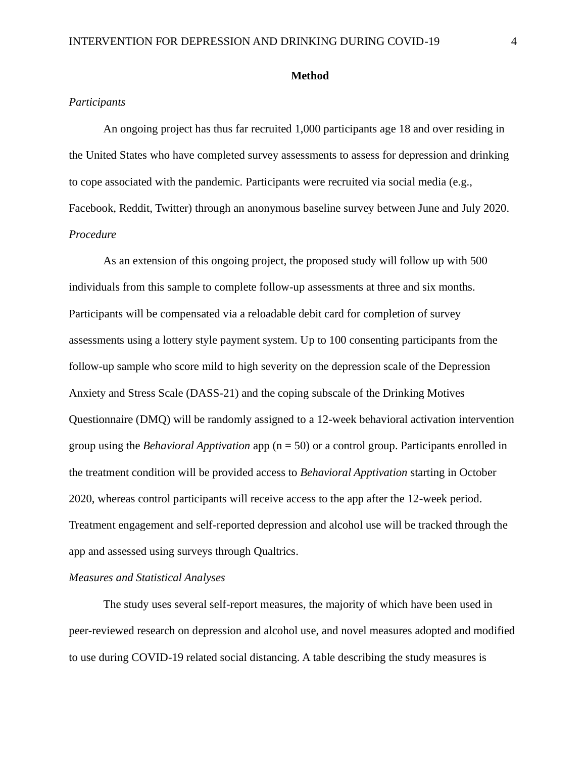## Method

### *Participants*

An ongoing project has thus far recruited 1,000 participants age 18 and over residing in the United States who have completed survey assessments to assess for depression and drinking to cope associated with the pandemic. Participants were recruited via social media (e.g., Facebook, Reddit, Twitter) through an anonymous baseline survey between June and July 2020.

### *Procedure*

As an extension of this ongoing project, the proposed study will follow up with 500 individuals from this sample to complete follow-up assessments at three and six months. Participants will be compensated via a reloadable debit card for completion of survey assessments using a lottery style payment system. Up to 100 consenting participants from the follow-up sample who score mild to high severity on the depression scale of the Depression Anxiety and Stress Scale (DASS-21) and the coping subscale of the Drinking Motives Questionnaire (DMQ) will be randomly assigned to a 12-week behavioral activation intervention group using the *Behavioral Apptivation* app ($n = 50$) or a control group. Participants enrolled in the treatment condition will be provided access to *Behavioral Apptivation* starting in October 2020, whereas control participants will receive access to the app after the 12-week period. Treatment engagement and self-reported depression and alcohol use will be tracked through the app and assessed using surveys through Qualtrics.

### *Measures and Statistical Analyses*

The study uses several self-report measures, the majority of which have been used in peer-reviewed research on depression and alcohol use, and novel measures adopted and modified to use during COVID-19 related social distancing. A table describing the study measures is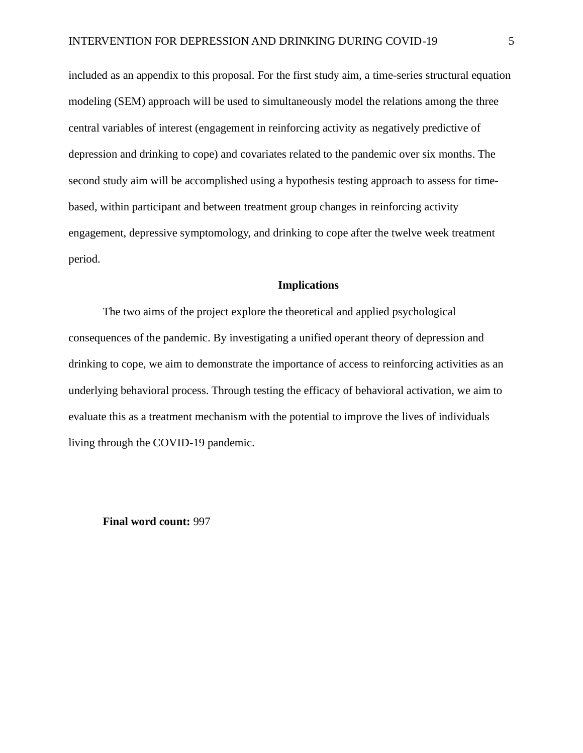included as an appendix to this proposal. For the first study aim, a time-series structural equation modeling (SEM) approach will be used to simultaneously model the relations among the three central variables of interest (engagement in reinforcing activity as negatively predictive of depression and drinking to cope) and covariates related to the pandemic over six months. The second study aim will be accomplished using a hypothesis testing approach to assess for time-based, within participant and between treatment group changes in reinforcing activity engagement, depressive symptomology, and drinking to cope after the twelve week treatment period.

## Implications

The two aims of the project explore the theoretical and applied psychological consequences of the pandemic. By investigating a unified operant theory of depression and drinking to cope, we aim to demonstrate the importance of access to reinforcing activities as an underlying behavioral process. Through testing the efficacy of behavioral activation, we aim to evaluate this as a treatment mechanism with the potential to improve the lives of individuals living through the COVID-19 pandemic.

**Final word count:** 997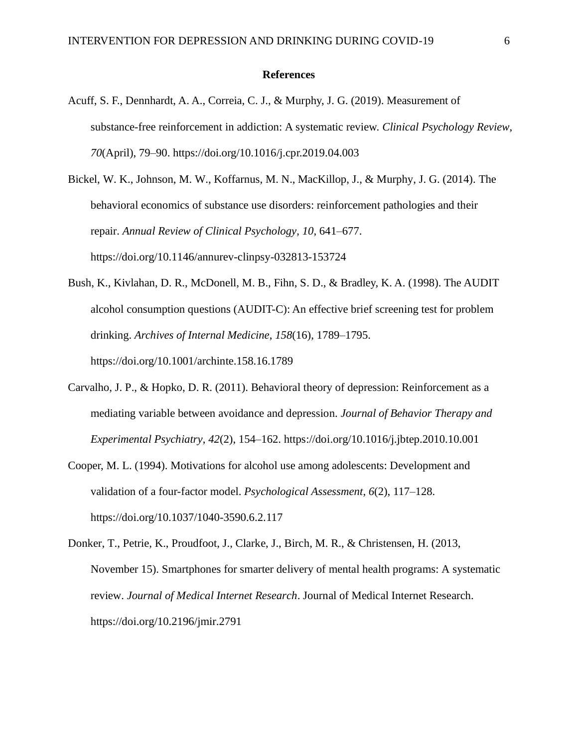## References

Acuff, S. F., Dennhardt, A. A., Correia, C. J., & Murphy, J. G. (2019). Measurement of substance-free reinforcement in addiction: A systematic review. *Clinical Psychology Review*, *70*(April), 79–90. https://doi.org/10.1016/j.cpr.2019.04.003

Bickel, W. K., Johnson, M. W., Koffarnus, M. N., MacKillop, J., & Murphy, J. G. (2014). The behavioral economics of substance use disorders: reinforcement pathologies and their repair. *Annual Review of Clinical Psychology*, *10*, 641–677. https://doi.org/10.1146/annurev-clinpsy-032813-153724

Bush, K., Kivlahan, D. R., McDonell, M. B., Fihn, S. D., & Bradley, K. A. (1998). The AUDIT alcohol consumption questions (AUDIT-C): An effective brief screening test for problem drinking. *Archives of Internal Medicine*, *158*(16), 1789–1795. https://doi.org/10.1001/archinte.158.16.1789

Carvalho, J. P., & Hopko, D. R. (2011). Behavioral theory of depression: Reinforcement as a mediating variable between avoidance and depression. *Journal of Behavior Therapy and Experimental Psychiatry*, *42*(2), 154–162. https://doi.org/10.1016/j.jbtep.2010.10.001

Cooper, M. L. (1994). Motivations for alcohol use among adolescents: Development and validation of a four-factor model. *Psychological Assessment*, *6*(2), 117–128. https://doi.org/10.1037/1040-3590.6.2.117

Donker, T., Petrie, K., Proudfoot, J., Clarke, J., Birch, M. R., & Christensen, H. (2013, November 15). Smartphones for smarter delivery of mental health programs: A systematic review. *Journal of Medical Internet Research*. Journal of Medical Internet Research. https://doi.org/10.2196/jmir.2791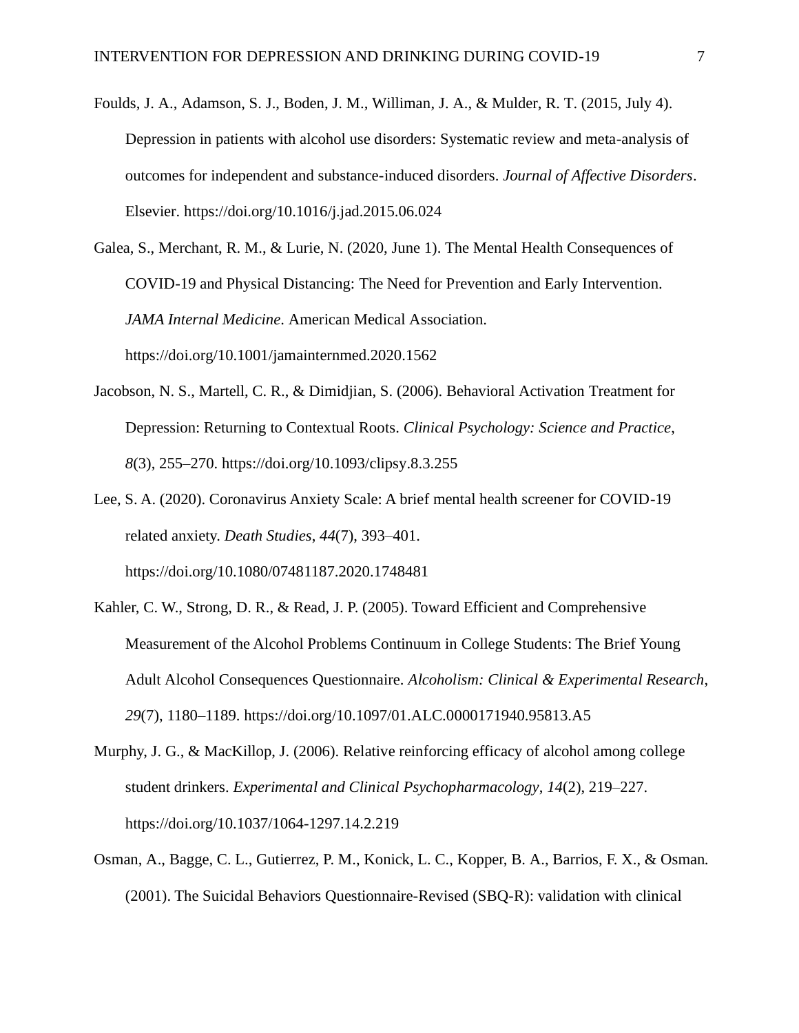Foulds, J. A., Adamson, S. J., Boden, J. M., Williman, J. A., & Mulder, R. T. (2015, July 4). Depression in patients with alcohol use disorders: Systematic review and meta-analysis of outcomes for independent and substance-induced disorders. *Journal of Affective Disorders*. Elsevier. https://doi.org/10.1016/j.jad.2015.06.024

Galea, S., Merchant, R. M., & Lurie, N. (2020, June 1). The Mental Health Consequences of COVID-19 and Physical Distancing: The Need for Prevention and Early Intervention. *JAMA Internal Medicine*. American Medical Association. https://doi.org/10.1001/jamainternmed.2020.1562

Jacobson, N. S., Martell, C. R., & Dimidjian, S. (2006). Behavioral Activation Treatment for Depression: Returning to Contextual Roots. *Clinical Psychology: Science and Practice*, *8*(3), 255–270. https://doi.org/10.1093/clipsy.8.3.255

Lee, S. A. (2020). Coronavirus Anxiety Scale: A brief mental health screener for COVID-19 related anxiety. *Death Studies*, *44*(7), 393–401. https://doi.org/10.1080/07481187.2020.1748481

Kahler, C. W., Strong, D. R., & Read, J. P. (2005). Toward Efficient and Comprehensive Measurement of the Alcohol Problems Continuum in College Students: The Brief Young Adult Alcohol Consequences Questionnaire. *Alcoholism: Clinical & Experimental Research*, *29*(7), 1180–1189. https://doi.org/10.1097/01.ALC.0000171940.95813.A5

Murphy, J. G., & MacKillop, J. (2006). Relative reinforcing efficacy of alcohol among college student drinkers. *Experimental and Clinical Psychopharmacology*, *14*(2), 219–227. https://doi.org/10.1037/1064-1297.14.2.219

Osman, A., Bagge, C. L., Gutierrez, P. M., Konick, L. C., Kopper, B. A., Barrios, F. X., & Osman. (2001). The Suicidal Behaviors Questionnaire-Revised (SBQ-R): validation with clinical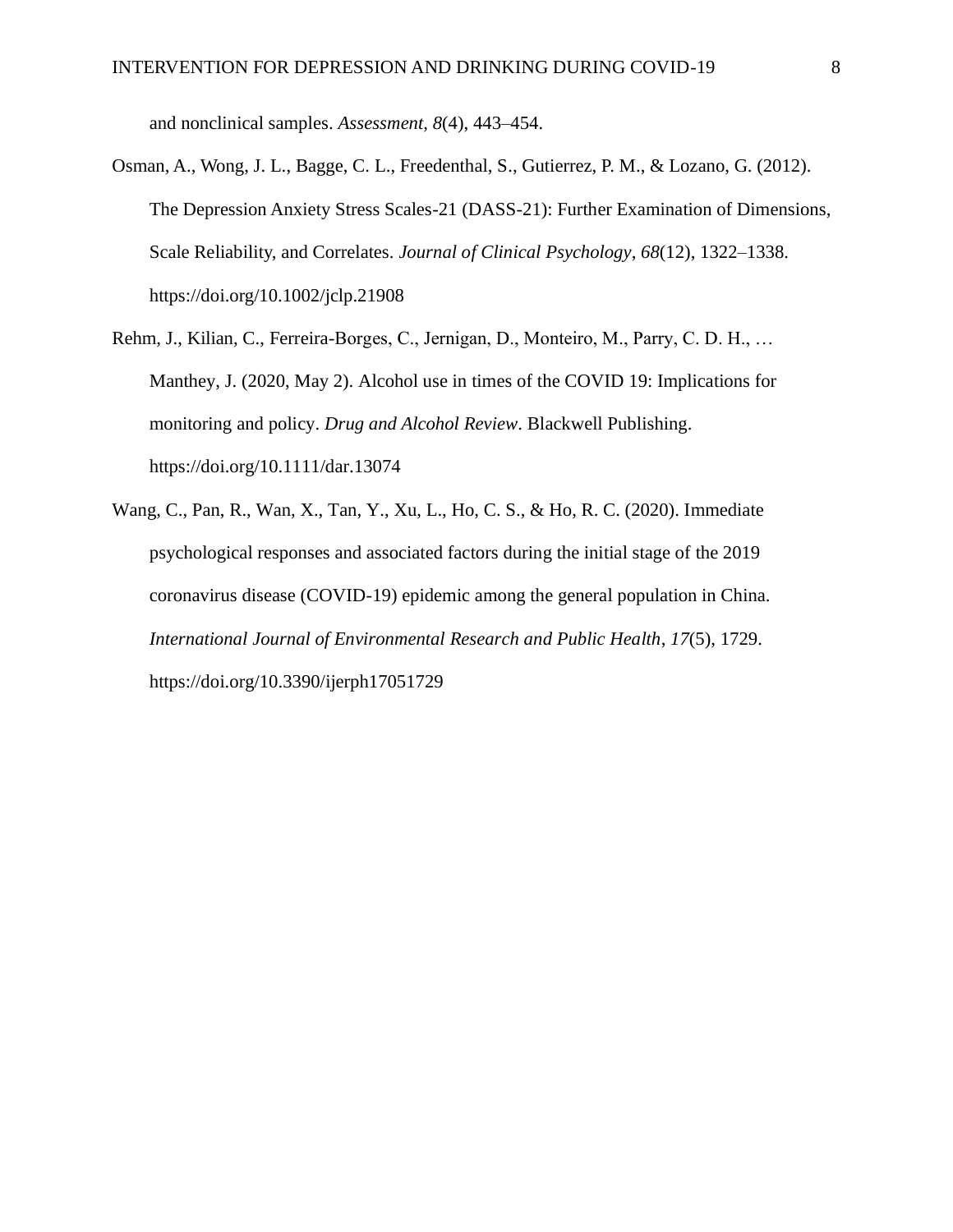and nonclinical samples. *Assessment*, *8*(4), 443–454.

Osman, A., Wong, J. L., Bagge, C. L., Freedenthal, S., Gutierrez, P. M., & Lozano, G. (2012). The Depression Anxiety Stress Scales-21 (DASS-21): Further Examination of Dimensions, Scale Reliability, and Correlates. *Journal of Clinical Psychology*, *68*(12), 1322–1338. https://doi.org/10.1002/jclp.21908

Rehm, J., Kilian, C., Ferreira-Borges, C., Jernigan, D., Monteiro, M., Parry, C. D. H., … Manthey, J. (2020, May 2). Alcohol use in times of the COVID 19: Implications for monitoring and policy. *Drug and Alcohol Review*. Blackwell Publishing. https://doi.org/10.1111/dar.13074

Wang, C., Pan, R., Wan, X., Tan, Y., Xu, L., Ho, C. S., & Ho, R. C. (2020). Immediate psychological responses and associated factors during the initial stage of the 2019 coronavirus disease (COVID-19) epidemic among the general population in China. *International Journal of Environmental Research and Public Health*, *17*(5), 1729. https://doi.org/10.3390/ijerph17051729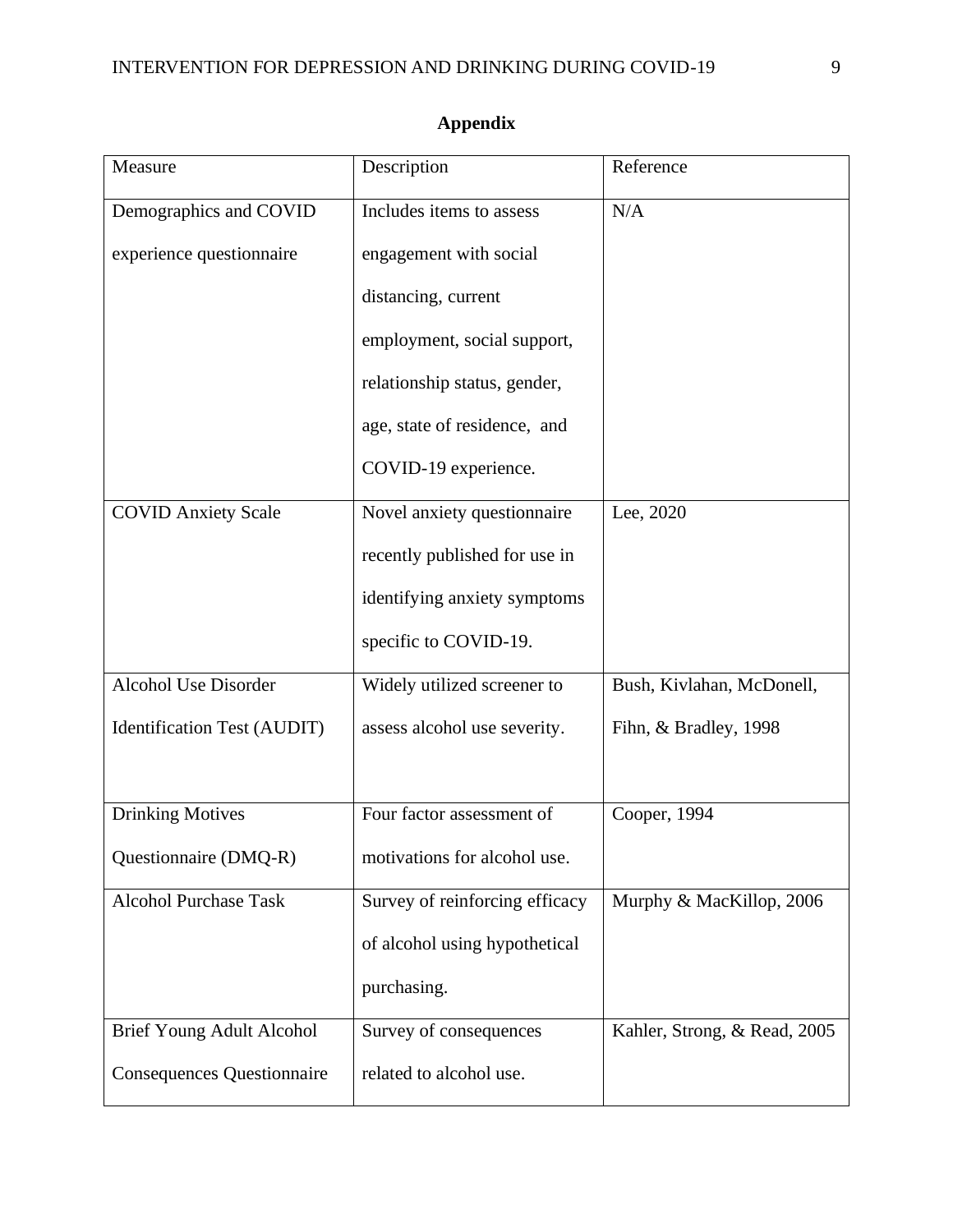## Appendix

| Measure | Description | Reference |
|---|---|---|
| Demographics and COVID experience questionnaire | Includes items to assess engagement with social distancing, current employment, social support, relationship status, gender, age, state of residence, and COVID-19 experience. | N/A |
| COVID Anxiety Scale | Novel anxiety questionnaire recently published for use in identifying anxiety symptoms specific to COVID-19. | Lee, 2020 |
| Alcohol Use Disorder Identification Test (AUDIT) | Widely utilized screener to assess alcohol use severity. | Bush, Kivlahan, McDonell, Fihn, & Bradley, 1998 |
| Drinking Motives Questionnaire (DMQ-R) | Four factor assessment of motivations for alcohol use. | Cooper, 1994 |
| Alcohol Purchase Task | Survey of reinforcing efficacy of alcohol using hypothetical purchasing. | Murphy & MacKillop, 2006 |
| Brief Young Adult Alcohol Consequences Questionnaire | Survey of consequences related to alcohol use. | Kahler, Strong, & Read, 2005 |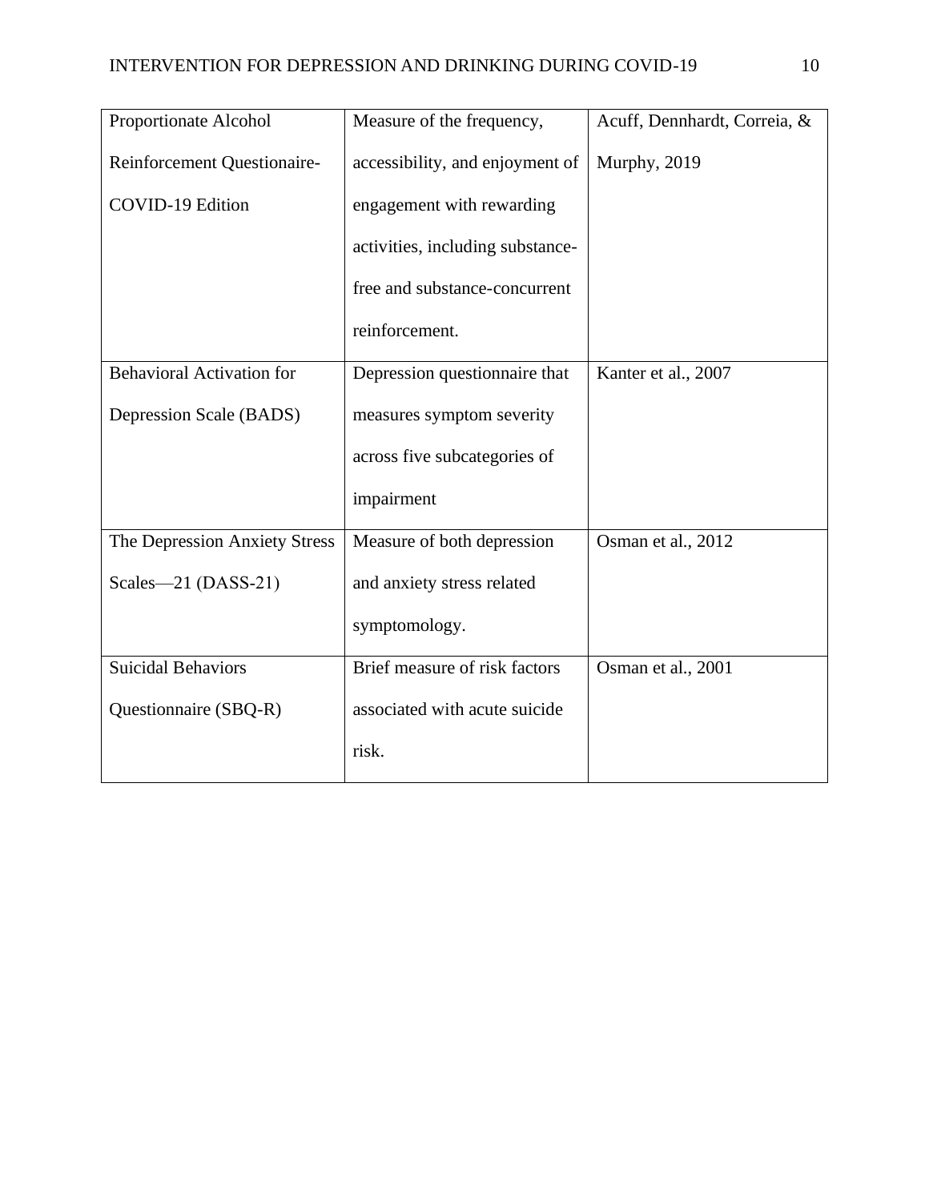| | | |
|---|---|---|
| Proportionate Alcohol Reinforcement Questionaire-COVID-19 Edition | Measure of the frequency, accessibility, and enjoyment of engagement with rewarding activities, including substance-free and substance-concurrent reinforcement. | Acuff, Dennhardt, Correia, & Murphy, 2019 |
| Behavioral Activation for Depression Scale (BADS) | Depression questionnaire that measures symptom severity across five subcategories of impairment | Kanter et al., 2007 |
| The Depression Anxiety Stress Scales—21 (DASS-21) | Measure of both depression and anxiety stress related symptomology. | Osman et al., 2012 |
| Suicidal Behaviors Questionnaire (SBQ-R) | Brief measure of risk factors associated with acute suicide risk. | Osman et al., 2001 |